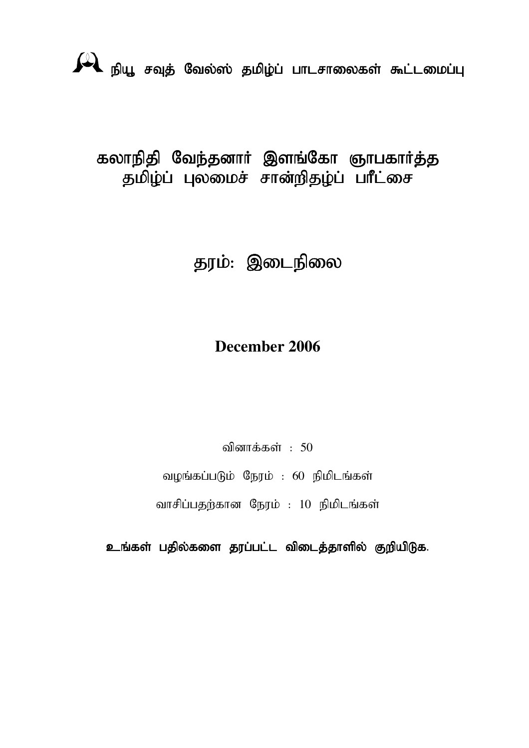நியூ சவுத் வேல்ஸ் தமிழ்ப் பாடசாலைகள் கூட்டமைப்பு

# கலாநிதி வேந்தனார் இளங்கோ ஞாபகார்த்த தமிழ்ப் புலமைச் சான்றிதழ்ப் பரீட்சை

## தரம்: இடைநிலை

**December 2006**

வினாக்கள் : 50

வழங்கப்படும் நேரம் : 60 நிமிடங்கள்

வாசிப்பதற்கான நேரம் : 10 நிமிடங்கள்

**உங்கள் பதில்களை தரப்பட்ட விடைத்தாளில் குறியிடுக.**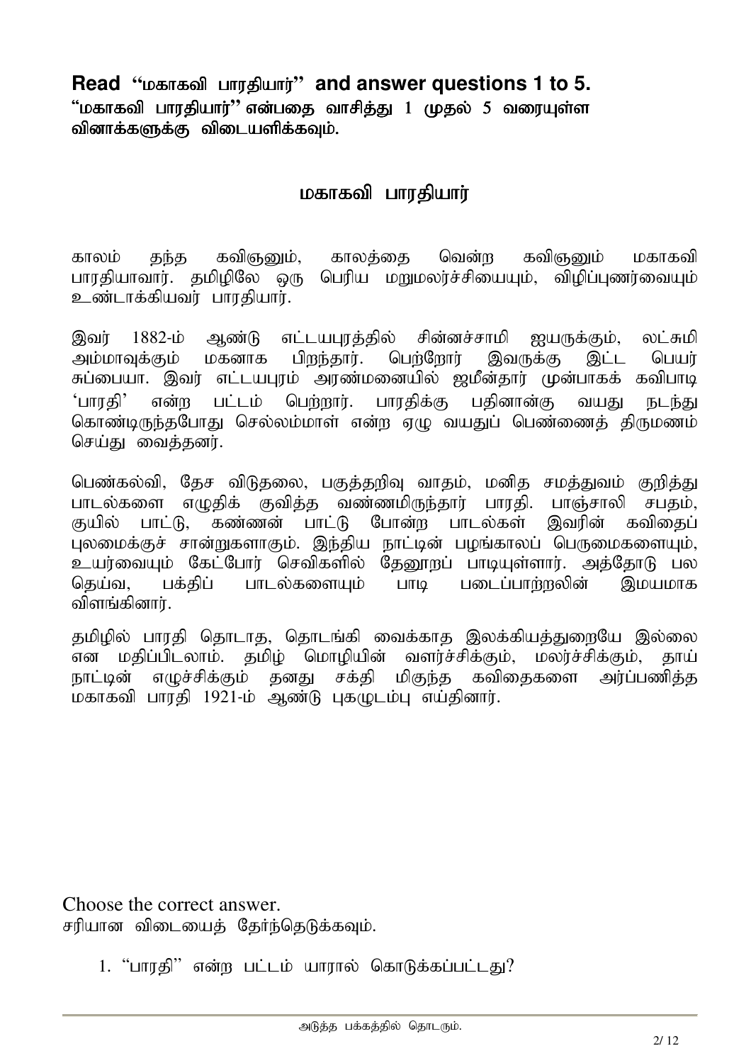**Read "மகாகவி பாரதியார்" and answer questions 1 to 5.**
**"மகாகவி பாரதியார்" என்பதை வாசித்து 1 முதல் 5 வரையுள்ள வினாக்களுக்கு விடையளிக்கவும்.**

## மகாகவி பாரதியார்

காலம் தந்த கவிஞனும், காலத்தை வென்ற கவிஞனும் மகாகவி பாரதியாவார். தமிழிலே ஒரு பெரிய மறுமலர்ச்சியையும், விழிப்புணர்வையும் உண்டாக்கியவர் பாரதியார்.

இவர் 1882-ம் ஆண்டு எட்டயபுரத்தில் சின்னச்சாமி ஐயருக்கும், லட்சுமி அம்மாவுக்கும் மகனாக பிறந்தார். பெற்றோர் இவருக்கு இட்ட பெயர் சுப்பையா. இவர் எட்டயபுரம் அரண்மனையில் ஜமீன்தார் முன்பாகக் கவிபாடி 'பாரதி' என்ற பட்டம் பெற்றார். பாரதிக்கு பதினான்கு வயது நடந்து கொண்டிருந்தபோது செல்லம்மாள் என்ற ஏழு வயதுப் பெண்ணைத் திருமணம் செய்து வைத்தனர்.

பெண்கல்வி, தேச விடுதலை, பகுத்தறிவு வாதம், மனித சமத்துவம் குறித்து பாடல்களை எழுதிக் குவித்த வண்ணமிருந்தார் பாரதி. பாஞ்சாலி சபதம், குயில் பாட்டு, கண்ணன் பாட்டு போன்ற பாடல்கள் இவரின் கவிதைப் புலமைக்குச் சான்றுகளாகும். இந்திய நாட்டின் பழங்காலப் பெருமைகளையும், உயர்வையும் கேட்போர் செவிகளில் தேனூறப் பாடியுள்ளார். அத்தோடு பல தெய்வ, பக்திப் பாடல்களையும் பாடி படைப்பாற்றலின் இமயமாக விளங்கினார்.

தமிழில் பாரதி தொடாத, தொடங்கி வைக்காத இலக்கியத்துறையே இல்லை என மதிப்பிடலாம். தமிழ் மொழியின் வளர்ச்சிக்கும், மலர்ச்சிக்கும், தாய் நாட்டின் எழுச்சிக்கும் தனது சக்தி மிகுந்த கவிதைகளை அர்ப்பணித்த மகாகவி பாரதி 1921-ம் ஆண்டு புகழுடம்பு எய்தினார்.

Choose the correct answer.
சரியான விடையைத் தேர்ந்தெடுக்கவும்.

1. "பாரதி" என்ற பட்டம் யாரால் கொடுக்கப்பட்டது?

அடுத்த பக்கத்தில் தொடரும்.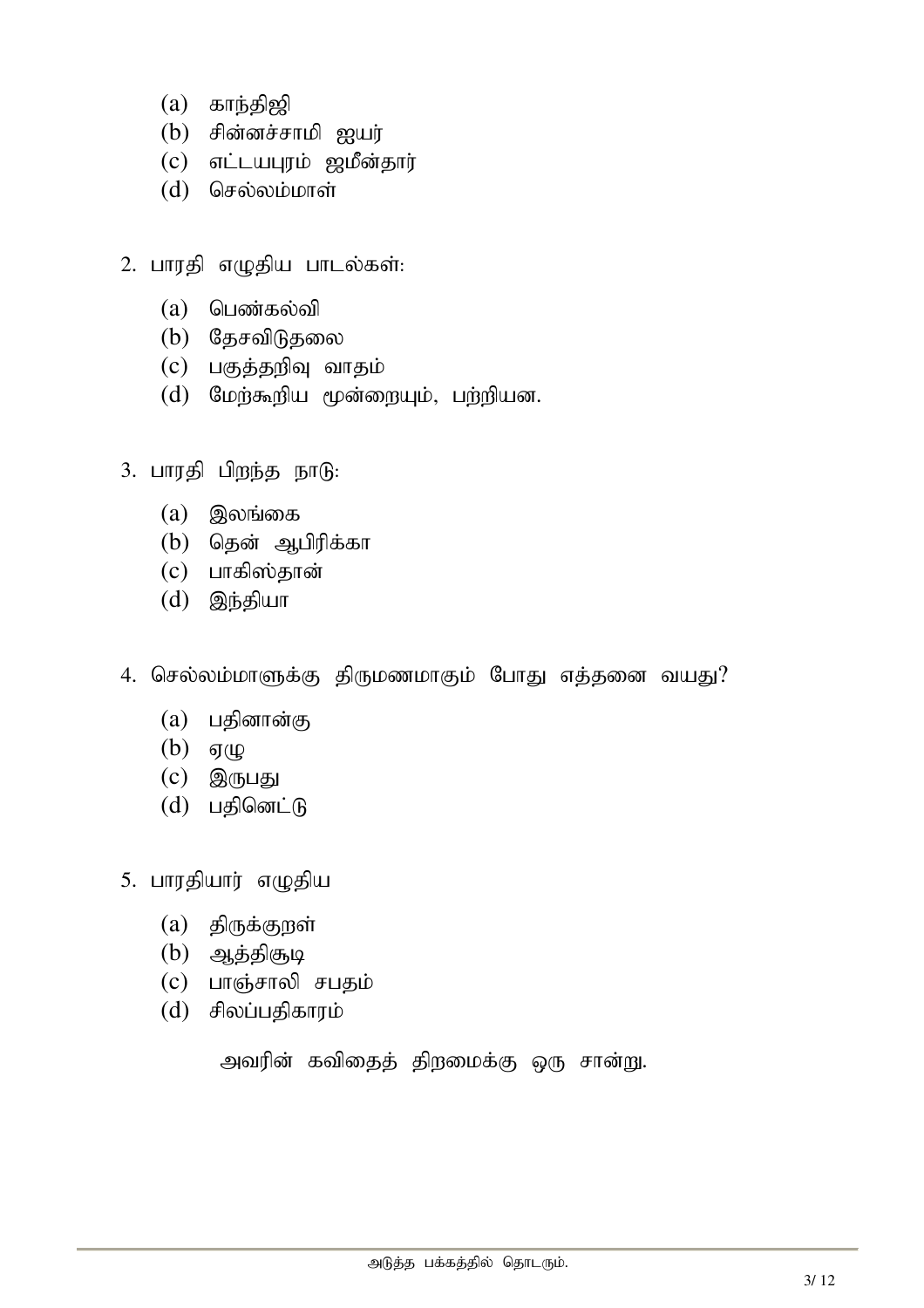(a) காந்திஜி
(b) சின்னச்சாமி ஐயர்
(c) எட்டயபுரம் ஜமீன்தார்
(d) செல்லம்மாள்

2. பாரதி எழுதிய பாடல்கள்:

(a) பெண்கல்வி
(b) தேசவிடுதலை
(c) பகுத்தறிவு வாதம்
(d) மேற்கூறிய மூன்றையும், பற்றியன.

3. பாரதி பிறந்த நாடு:

(a) இலங்கை
(b) தென் ஆபிரிக்கா
(c) பாகிஸ்தான்
(d) இந்தியா

4. செல்லம்மாளுக்கு திருமணமாகும் போது எத்தனை வயது?

(a) பதினான்கு
(b) ஏழு
(c) இருபது
(d) பதினெட்டு

5. பாரதியார் எழுதிய

(a) திருக்குறள்
(b) ஆத்திசூடி
(c) பாஞ்சாலி சபதம்
(d) சிலப்பதிகாரம்

அவரின் கவிதைத் திறமைக்கு ஒரு சான்று.

அடுத்த பக்கத்தில் தொடரும்.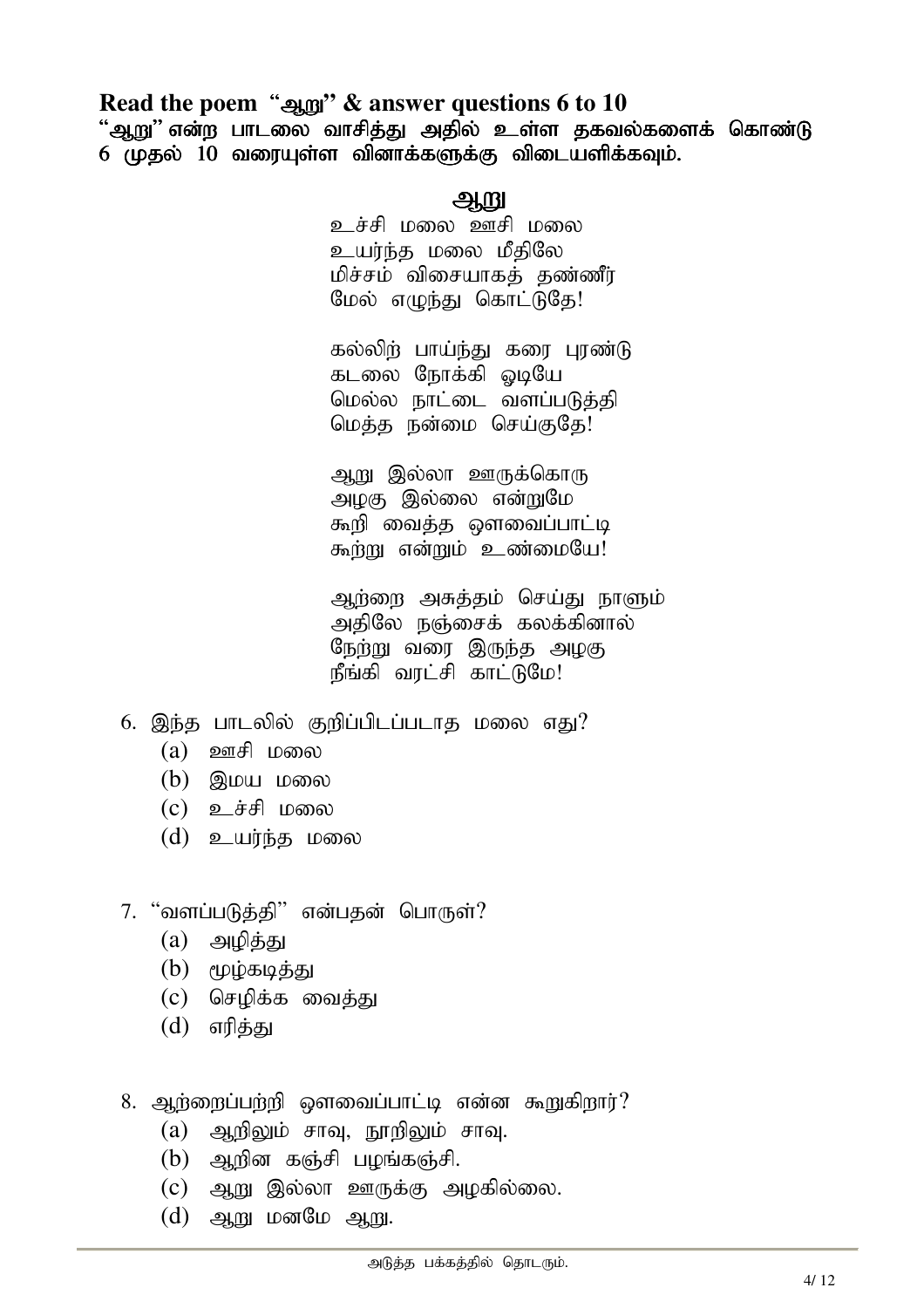**Read the poem "ஆறு" & answer questions 6 to 10**

**"ஆறு" என்ற பாடலை வாசித்து அதில் உள்ள தகவல்களைக் கொண்டு 6 முதல் 10 வரையுள்ள வினாக்களுக்கு விடையளிக்கவும்.**

**ஆறு**

உச்சி மலை ஊசி மலை
உயர்ந்த மலை மீதிலே
மிச்சம் விசையாகத் தண்ணீர்
மேல் எழுந்து கொட்டுதே!

கல்லிற் பாய்ந்து கரை புரண்டு
கடலை நோக்கி ஓடியே
மெல்ல நாட்டை வளப்படுத்தி
மெத்த நன்மை செய்குதே!

ஆறு இல்லா ஊருக்கொரு
அழகு இல்லை என்றுமே
கூறி வைத்த ஔவைப்பாட்டி
கூற்று என்றும் உண்மையே!

ஆற்றை அசுத்தம் செய்து நாளும்
அதிலே நஞ்சைக் கலக்கினால்
நேற்று வரை இருந்த அழகு
நீங்கி வரட்சி காட்டுமே!

6. இந்த பாடலில் குறிப்பிடப்படாத மலை எது?
   - (a) ஊசி மலை
   - (b) இமய மலை
   - (c) உச்சி மலை
   - (d) உயர்ந்த மலை

7. "வளப்படுத்தி" என்பதன் பொருள்?
   - (a) அழித்து
   - (b) மூழ்கடித்து
   - (c) செழிக்க வைத்து
   - (d) எரித்து

8. ஆற்றைப்பற்றி ஔவைப்பாட்டி என்ன கூறுகிறார்?
   - (a) ஆறிலும் சாவு, நூறிலும் சாவு.
   - (b) ஆறின கஞ்சி பழங்கஞ்சி.
   - (c) ஆறு இல்லா ஊருக்கு அழகில்லை.
   - (d) ஆறு மனமே ஆறு.

அடுத்த பக்கத்தில் தொடரும்.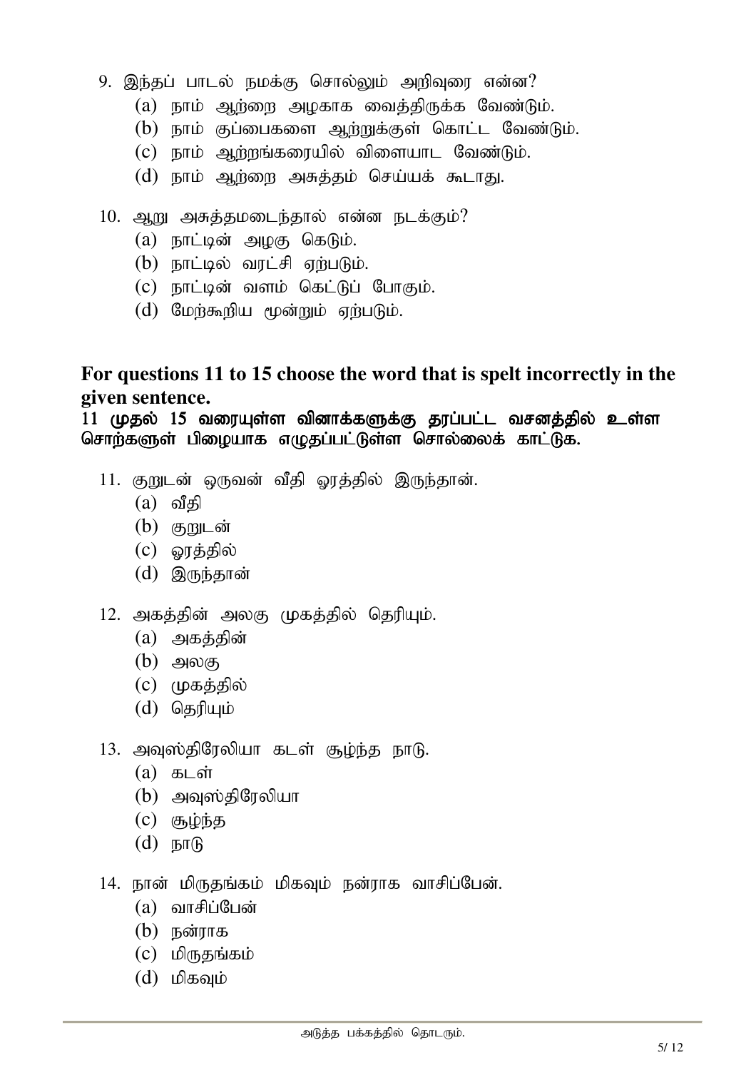9. இந்தப் பாடல் நமக்கு சொல்லும் அறிவுரை என்ன?
   (a) நாம் ஆற்றை அழகாக வைத்திருக்க வேண்டும்.
   (b) நாம் குப்பைகளை ஆற்றுக்குள் கொட்ட வேண்டும்.
   (c) நாம் ஆற்றங்கரையில் விளையாட வேண்டும்.
   (d) நாம் ஆற்றை அசுத்தம் செய்யக் கூடாது.

10. ஆறு அசுத்தமடைந்தால் என்ன நடக்கும்?
   (a) நாட்டின் அழகு கெடும்.
   (b) நாட்டில் வரட்சி ஏற்படும்.
   (c) நாட்டின் வளம் கெட்டுப் போகும்.
   (d) மேற்கூறிய மூன்றும் ஏற்படும்.

## For questions 11 to 15 choose the word that is spelt incorrectly in the given sentence.

**11 முதல் 15 வரையுள்ள வினாக்களுக்கு தரப்பட்ட வசனத்தில் உள்ள சொற்களுள் பிழையாக எழுதப்பட்டுள்ள சொல்லைக் காட்டுக.**

11. குறுடன் ஒருவன் வீதி ஓரத்தில் இருந்தான்.
   (a) வீதி
   (b) குறுடன்
   (c) ஓரத்தில்
   (d) இருந்தான்

12. அகத்தின் அலகு முகத்தில் தெரியும்.
   (a) அகத்தின்
   (b) அலகு
   (c) முகத்தில்
   (d) தெரியும்

13. அவுஸ்திரேலியா கடள் சூழ்ந்த நாடு.
   (a) கடள்
   (b) அவுஸ்திரேலியா
   (c) சூழ்ந்த
   (d) நாடு

14. நான் மிருதங்கம் மிகவும் நன்ராக வாசிப்பேன்.
   (a) வாசிப்பேன்
   (b) நன்ராக
   (c) மிருதங்கம்
   (d) மிகவும்

அடுத்த பக்கத்தில் தொடரும்.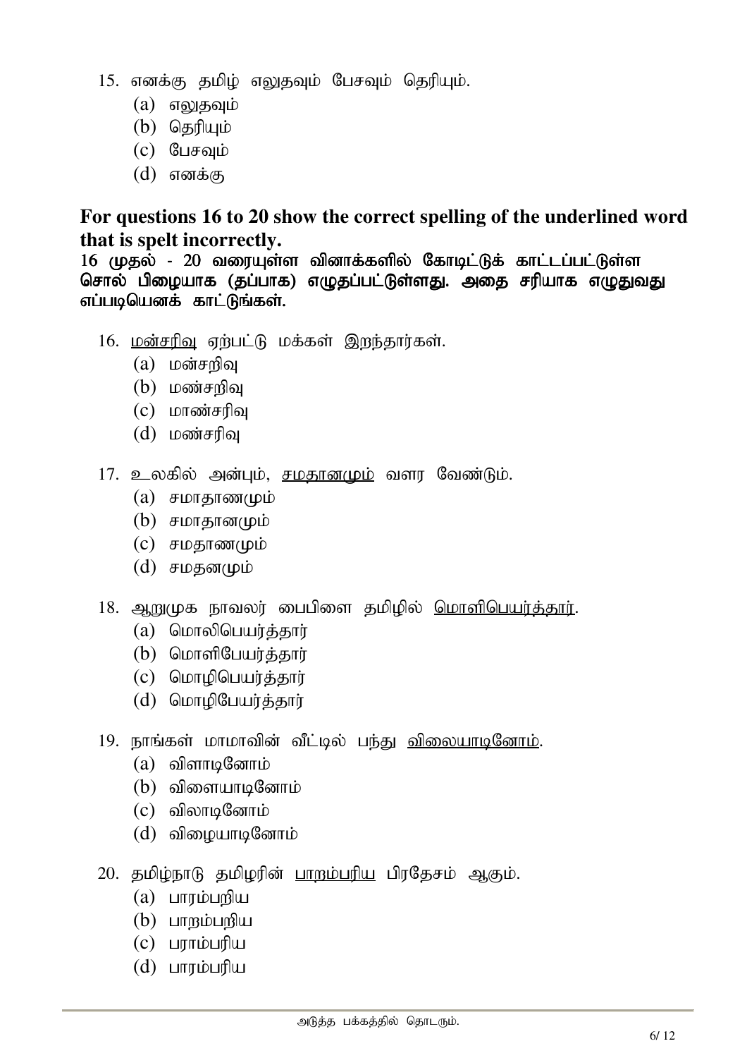15. எனக்கு தமிழ் எலுதவும் பேசவும் தெரியும்.
    - (a) எலுதவும்
    - (b) தெரியும்
    - (c) பேசவும்
    - (d) எனக்கு

**For questions 16 to 20 show the correct spelling of the underlined word that is spelt incorrectly.**

**16 முதல் - 20 வரையுள்ள வினாக்களில் கோடிட்டுக் காட்டப்பட்டுள்ள சொல் பிழையாக (தப்பாக) எழுதப்பட்டுள்ளது. அதை சரியாக எழுதுவது எப்படியெனக் காட்டுங்கள்.**

16. <u>மன்சரிவு</u> ஏற்பட்டு மக்கள் இறந்தார்கள்.
    - (a) மன்சறிவு
    - (b) மண்சறிவு
    - (c) மாண்சரிவு
    - (d) மண்சரிவு

17. உலகில் அன்பும், <u>சமதானமும்</u> வளர வேண்டும்.
    - (a) சமாதாணமும்
    - (b) சமாதானமும்
    - (c) சமதாணமும்
    - (d) சமதனமும்

18. ஆறுமுக நாவலர் பைபிளை தமிழில் <u>மொளிபெயர்த்தார்</u>.
    - (a) மொலிபெயர்த்தார்
    - (b) மொளிபேயர்த்தார்
    - (c) மொழிபெயர்த்தார்
    - (d) மொழிபேயர்த்தார்

19. நாங்கள் மாமாவின் வீட்டில் பந்து <u>விலையாடினோம்</u>.
    - (a) விளாடினோம்
    - (b) விளையாடினோம்
    - (c) விலாடினோம்
    - (d) விழையாடினோம்

20. தமிழ்நாடு தமிழரின் <u>பாறம்பரிய</u> பிரதேசம் ஆகும்.
    - (a) பாரம்பறிய
    - (b) பாறம்பறிய
    - (c) பராம்பரிய
    - (d) பாரம்பரிய

அடுத்த பக்கத்தில் தொடரும்.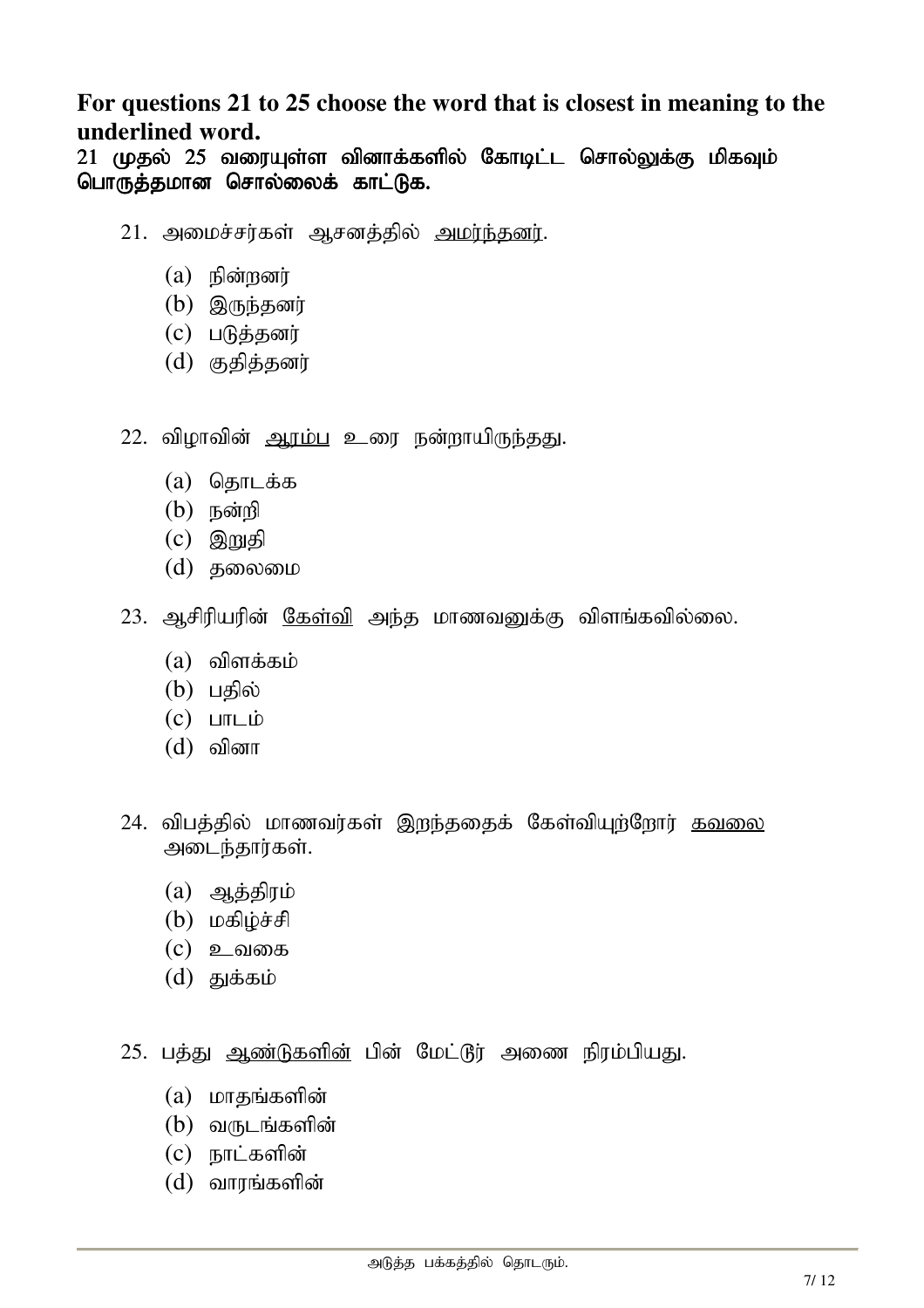**For questions 21 to 25 choose the word that is closest in meaning to the underlined word.**
**21 முதல் 25 வரையுள்ள வினாக்களில் கோடிட்ட சொல்லுக்கு மிகவும் பொருத்தமான சொல்லைக் காட்டுக.**

21. அமைச்சர்கள் ஆசனத்தில் <u>அமர்ந்தனர்</u>.

    (a) நின்றனர்
    (b) இருந்தனர்
    (c) படுத்தனர்
    (d) குதித்தனர்

22. விழாவின் <u>ஆரம்ப</u> உரை நன்றாயிருந்தது.

    (a) தொடக்க
    (b) நன்றி
    (c) இறுதி
    (d) தலைமை

23. ஆசிரியரின் <u>கேள்வி</u> அந்த மாணவனுக்கு விளங்கவில்லை.

    (a) விளக்கம்
    (b) பதில்
    (c) பாடம்
    (d) வினா

24. விபத்தில் மாணவர்கள் இறந்ததைக் கேள்வியுற்றோர் <u>கவலை</u> அடைந்தார்கள்.

    (a) ஆத்திரம்
    (b) மகிழ்ச்சி
    (c) உவகை
    (d) துக்கம்

25. பத்து <u>ஆண்டுகளின்</u> பின் மேட்டூர் அணை நிரம்பியது.

    (a) மாதங்களின்
    (b) வருடங்களின்
    (c) நாட்களின்
    (d) வாரங்களின்

அடுத்த பக்கத்தில் தொடரும்.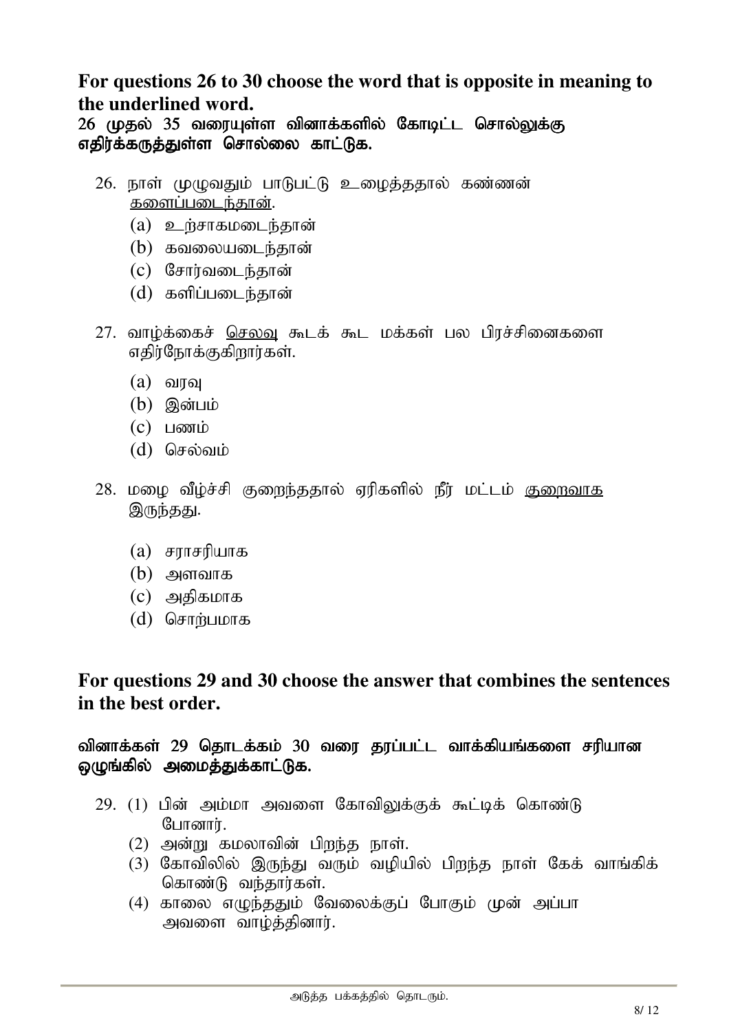**For questions 26 to 30 choose the word that is opposite in meaning to the underlined word.**

**26 முதல் 35 வரையுள்ள வினாக்களில் கோடிட்ட சொல்லுக்கு எதிர்க்கருத்துள்ள சொல்லை காட்டுக.**

26. நாள் முழுவதும் பாடுபட்டு உழைத்ததால் கண்ணன் <u>களைப்படைந்தான்</u>.
    (a) உற்சாகமடைந்தான்
    (b) கவலையடைந்தான்
    (c) சோர்வடைந்தான்
    (d) களிப்படைந்தான்

27. வாழ்க்கைச் <u>செலவு</u> கூடக் கூட மக்கள் பல பிரச்சினைகளை எதிர்நோக்குகிறார்கள்.
    (a) வரவு
    (b) இன்பம்
    (c) பணம்
    (d) செல்வம்

28. மழை வீழ்ச்சி குறைந்ததால் ஏரிகளில் நீர் மட்டம் <u>குறைவாக</u> இருந்தது.
    (a) சராசரியாக
    (b) அளவாக
    (c) அதிகமாக
    (d) சொற்பமாக

**For questions 29 and 30 choose the answer that combines the sentences in the best order.**

**வினாக்கள் 29 தொடக்கம் 30 வரை தரப்பட்ட வாக்கியங்களை சரியான ஒழுங்கில் அமைத்துக்காட்டுக.**

29. (1) பின் அம்மா அவளை கோவிலுக்குக் கூட்டிக் கொண்டு போனார்.
    (2) அன்று கமலாவின் பிறந்த நாள்.
    (3) கோவிலில் இருந்து வரும் வழியில் பிறந்த நாள் கேக் வாங்கிக் கொண்டு வந்தார்கள்.
    (4) காலை எழுந்ததும் வேலைக்குப் போகும் முன் அப்பா அவளை வாழ்த்தினார்.

அடுத்த பக்கத்தில் தொடரும்.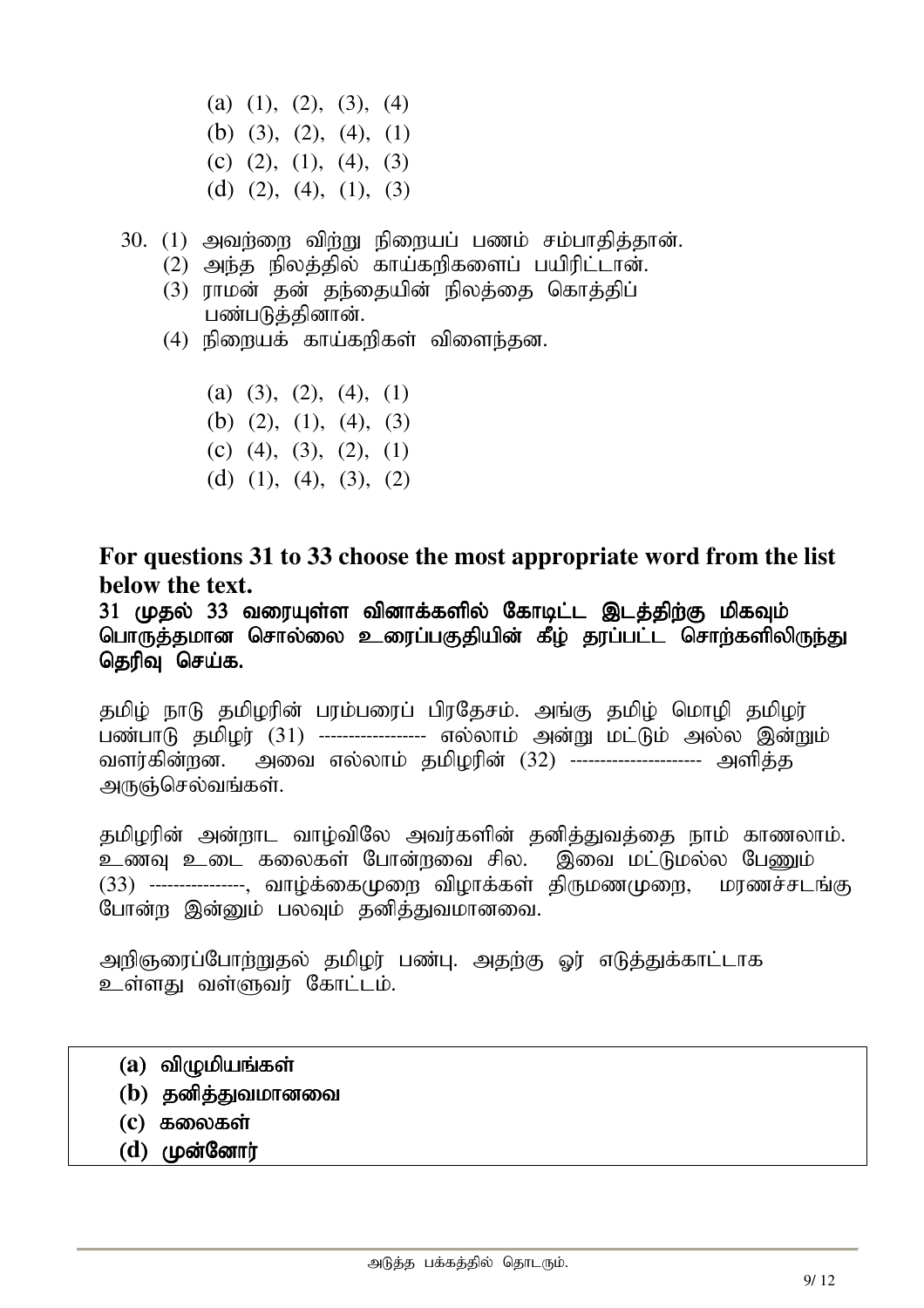(a) (1), (2), (3), (4)
(b) (3), (2), (4), (1)
(c) (2), (1), (4), (3)
(d) (2), (4), (1), (3)

30. (1) அவற்றை விற்று நிறையப் பணம் சம்பாதித்தான்.
    (2) அந்த நிலத்தில் காய்கறிகளைப் பயிரிட்டான்.
    (3) ராமன் தன் தந்தையின் நிலத்தை கொத்திப் பண்படுத்தினான்.
    (4) நிறையக் காய்கறிகள் விளைந்தன.

    (a) (3), (2), (4), (1)
    (b) (2), (1), (4), (3)
    (c) (4), (3), (2), (1)
    (d) (1), (4), (3), (2)

## For questions 31 to 33 choose the most appropriate word from the list below the text.

**31 முதல் 33 வரையுள்ள வினாக்களில் கோடிட்ட இடத்திற்கு மிகவும் பொருத்தமான சொல்லை உரைப்பகுதியின் கீழ் தரப்பட்ட சொற்களிலிருந்து தெரிவு செய்க.**

தமிழ் நாடு தமிழரின் பரம்பரைப் பிரதேசம். அங்கு தமிழ் மொழி தமிழர் பண்பாடு தமிழர் (31) ----------------- எல்லாம் அன்று மட்டும் அல்ல இன்றும் வளர்கின்றன. அவை எல்லாம் தமிழரின் (32) --------------------- அளித்த அருஞ்செல்வங்கள்.

தமிழரின் அன்றாட வாழ்விலே அவர்களின் தனித்துவத்தை நாம் காணலாம். உணவு உடை கலைகள் போன்றவை சில. இவை மட்டுமல்ல பேணும் (33) ---------------, வாழ்க்கைமுறை விழாக்கள் திருமணமுறை, மரணச்சடங்கு போன்ற இன்னும் பலவும் தனித்துவமானவை.

அறிஞரைப்போற்றுதல் தமிழர் பண்பு. அதற்கு ஓர் எடுத்துக்காட்டாக உள்ளது வள்ளுவர் கோட்டம்.

**(a)** விழுமியங்கள்
**(b)** தனித்துவமானவை
**(c)** கலைகள்
**(d)** முன்னோர்

அடுத்த பக்கத்தில் தொடரும்.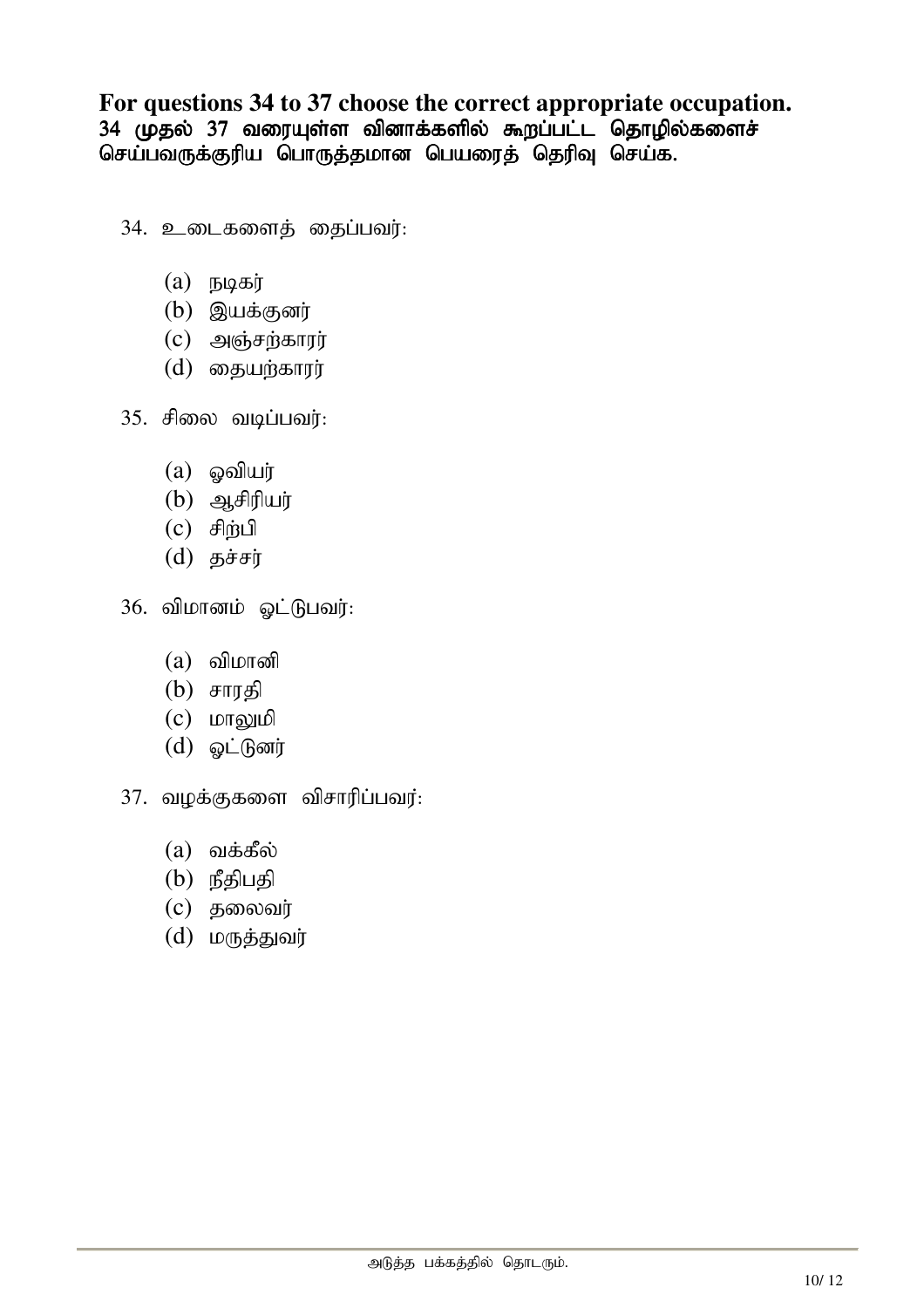**For questions 34 to 37 choose the correct appropriate occupation.**
**34 முதல் 37 வரையுள்ள வினாக்களில் கூறப்பட்ட தொழில்களைச் செய்பவருக்குரிய பொருத்தமான பெயரைத் தெரிவு செய்க.**

34. உடைகளைத் தைப்பவர்:

    (a) நடிகர்
    (b) இயக்குனர்
    (c) அஞ்சற்காரர்
    (d) தையற்காரர்

35. சிலை வடிப்பவர்:

    (a) ஓவியர்
    (b) ஆசிரியர்
    (c) சிற்பி
    (d) தச்சர்

36. விமானம் ஓட்டுபவர்:

    (a) விமானி
    (b) சாரதி
    (c) மாலுமி
    (d) ஓட்டுனர்

37. வழக்குகளை விசாரிப்பவர்:

    (a) வக்கீல்
    (b) நீதிபதி
    (c) தலைவர்
    (d) மருத்துவர்

அடுத்த பக்கத்தில் தொடரும்.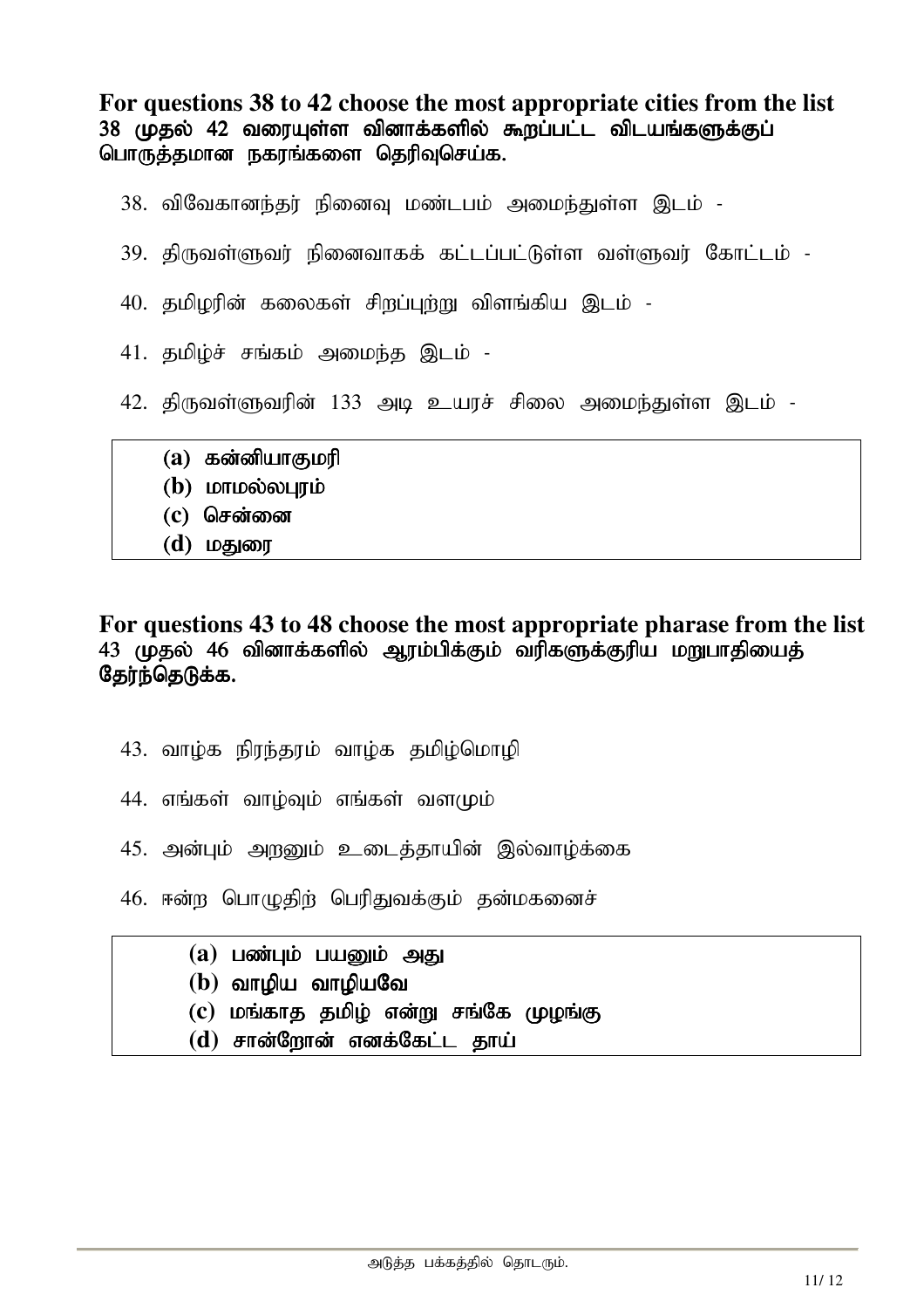**For questions 38 to 42 choose the most appropriate cities from the list**
**38 முதல் 42 வரையுள்ள வினாக்களில் கூறப்பட்ட விடயங்களுக்குப் பொருத்தமான நகரங்களை தெரிவுசெய்க.**

38. விவேகானந்தர் நினைவு மண்டபம் அமைந்துள்ள இடம் -

39. திருவள்ளுவர் நினைவாகக் கட்டப்பட்டுள்ள வள்ளுவர் கோட்டம் -

40. தமிழரின் கலைகள் சிறப்புற்று விளங்கிய இடம் -

41. தமிழ்ச் சங்கம் அமைந்த இடம் -

42. திருவள்ளுவரின் 133 அடி உயரச் சிலை அமைந்துள்ள இடம் -

| |
|---|
| **(a) கன்னியாகுமரி** |
| **(b) மாமல்லபுரம்** |
| **(c) சென்னை** |
| **(d) மதுரை** |

**For questions 43 to 48 choose the most appropriate pharase from the list**
**43 முதல் 46 வினாக்களில் ஆரம்பிக்கும் வரிகளுக்குரிய மறுபாதியைத் தேர்ந்தெடுக்க.**

43. வாழ்க நிரந்தரம் வாழ்க தமிழ்மொழி

44. எங்கள் வாழ்வும் எங்கள் வளமும்

45. அன்பும் அறனும் உடைத்தாயின் இல்வாழ்க்கை

46. ஈன்ற பொழுதிற் பெரிதுவக்கும் தன்மகனைச்

| |
|---|
| **(a) பண்பும் பயனும் அது** |
| **(b) வாழிய வாழியவே** |
| **(c) மங்காத தமிழ் என்று சங்கே முழங்கு** |
| **(d) சான்றோன் எனக்கேட்ட தாய்** |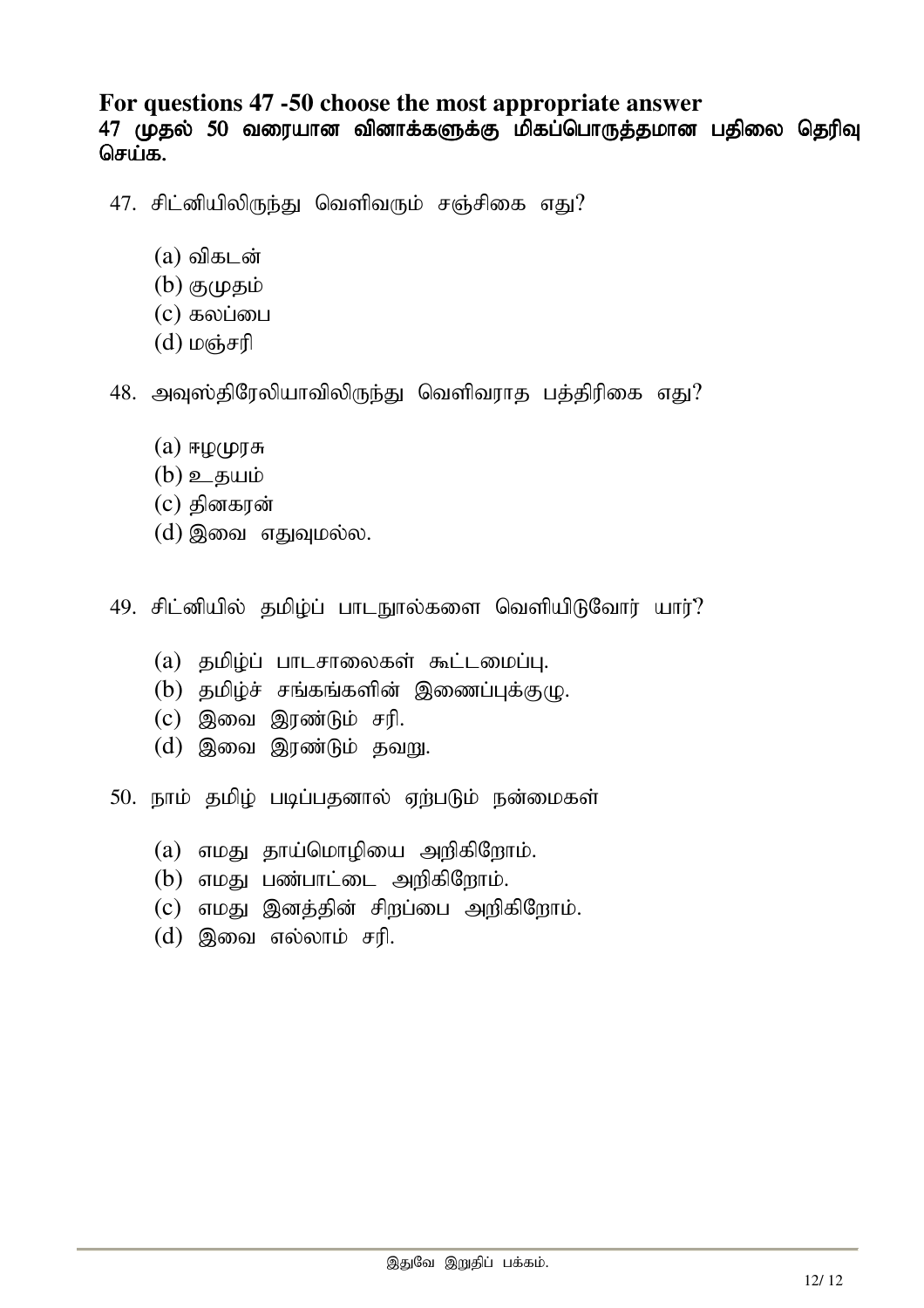**For questions 47 -50 choose the most appropriate answer**

**47 முதல் 50 வரையான வினாக்களுக்கு மிகப்பொருத்தமான பதிலை தெரிவு செய்க.**

47. சிட்னியிலிருந்து வெளிவரும் சஞ்சிகை எது?

    (a) விகடன்
    (b) குமுதம்
    (c) கலப்பை
    (d) மஞ்சரி

48. அவுஸ்திரேலியாவிலிருந்து வெளிவராத பத்திரிகை எது?

    (a) ஈழமுரசு
    (b) உதயம்
    (c) தினகரன்
    (d) இவை எதுவுமல்ல.

49. சிட்னியில் தமிழ்ப் பாடநூல்களை வெளியிடுவோர் யார்?

    (a) தமிழ்ப் பாடசாலைகள் கூட்டமைப்பு.
    (b) தமிழ்ச் சங்கங்களின் இணைப்புக்குழு.
    (c) இவை இரண்டும் சரி.
    (d) இவை இரண்டும் தவறு.

50. நாம் தமிழ் படிப்பதனால் ஏற்படும் நன்மைகள்

    (a) எமது தாய்மொழியை அறிகிறோம்.
    (b) எமது பண்பாட்டை அறிகிறோம்.
    (c) எமது இனத்தின் சிறப்பை அறிகிறோம்.
    (d) இவை எல்லாம் சரி.

இதுவே இறுதிப் பக்கம்.